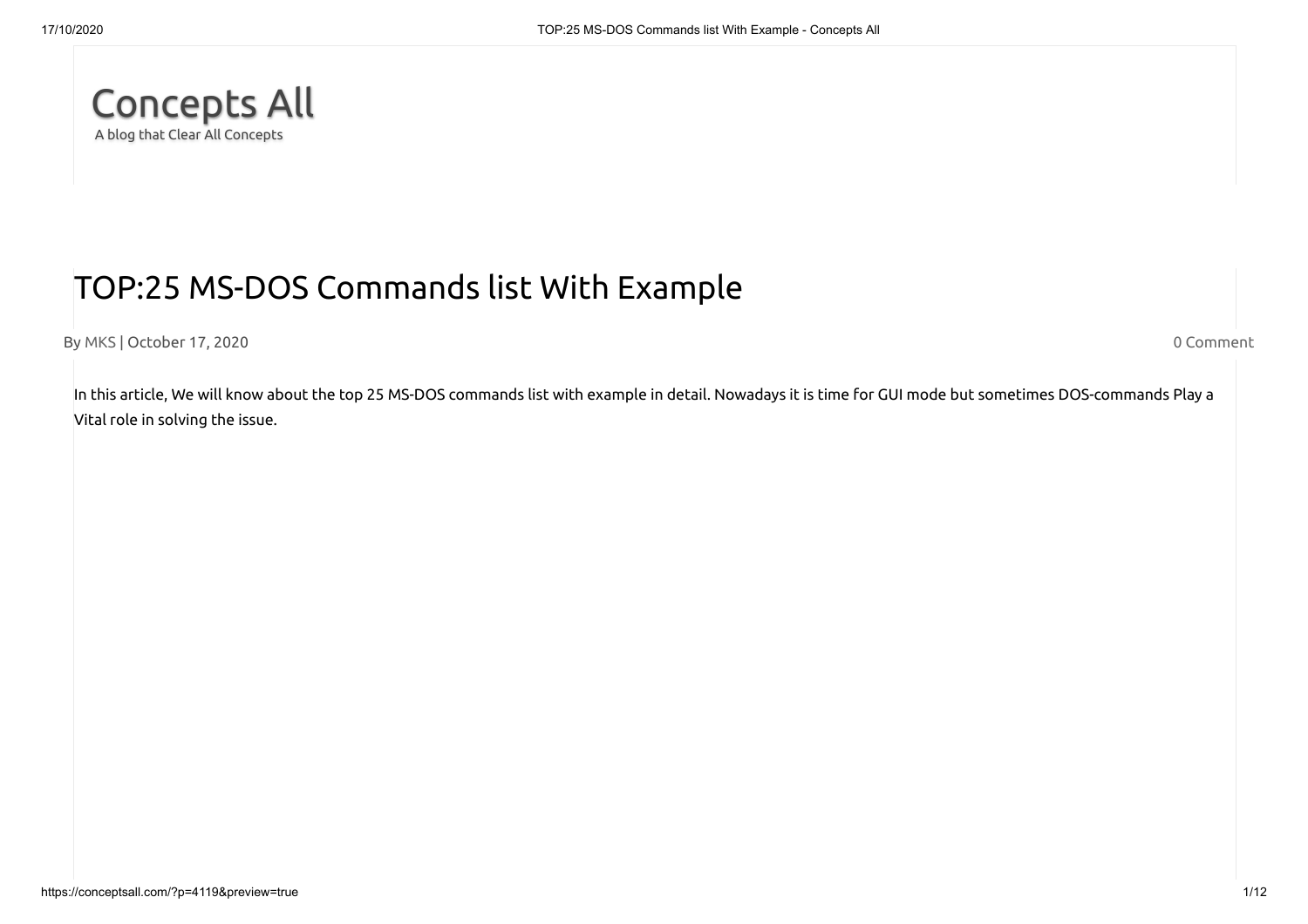Concepts All

A blog that Clear All Concepts

# TOP:25 MS-DOS Commands list With Example

By MKS | October 17, 2020

0 Comment

In this article, We will know about the top 25 MS-DOS commands list with example in detail. Nowadays it is time for GUI mode but sometimes DOS-commands Play a Vital role in solving the issue.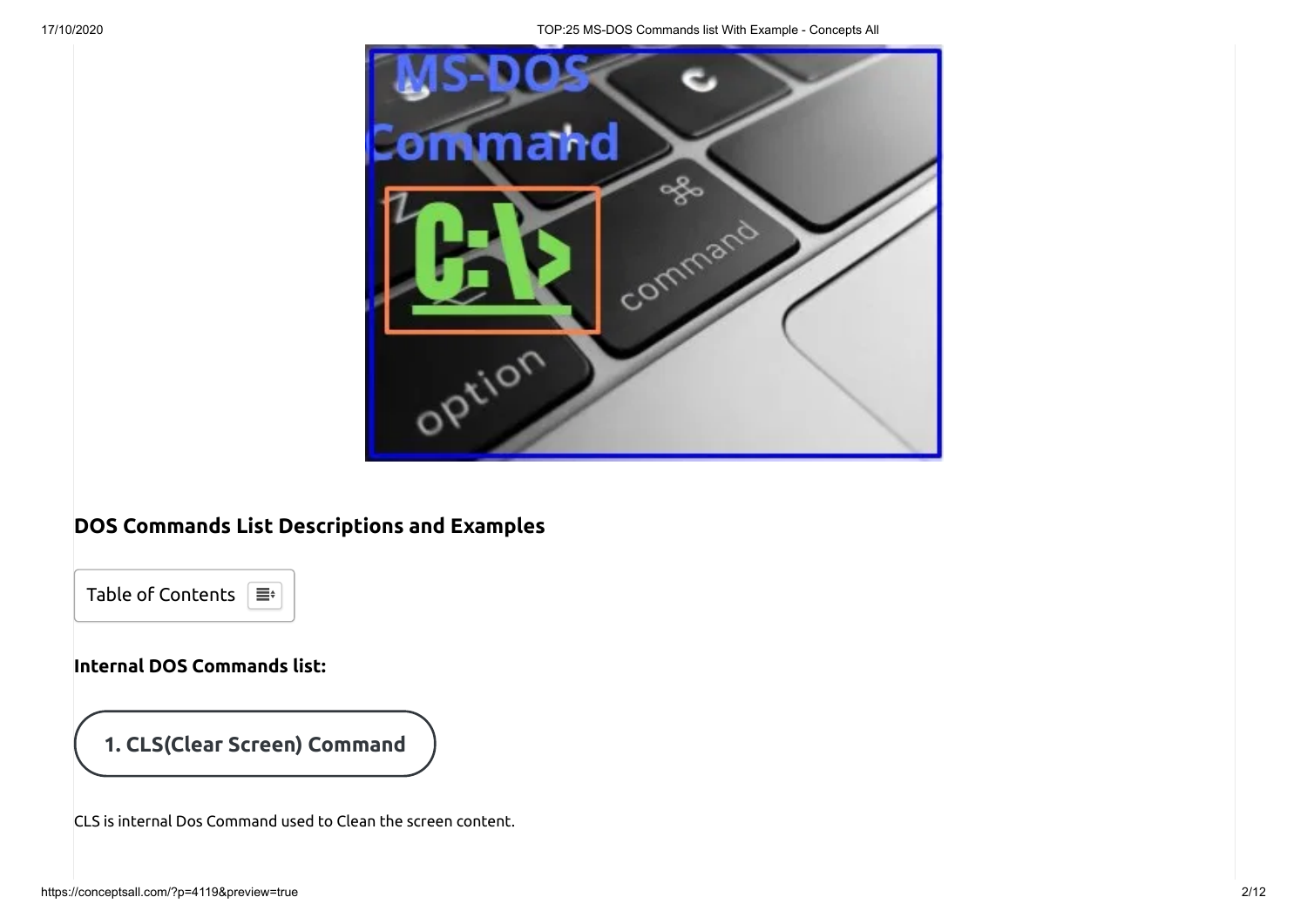## DOS Commands List Descriptions and Examples

Table of Contents

### Internal DOS Commands list:

### 1. CLS(Clear Screen) Command

CLS is internal Dos Command used to Clean the screen content.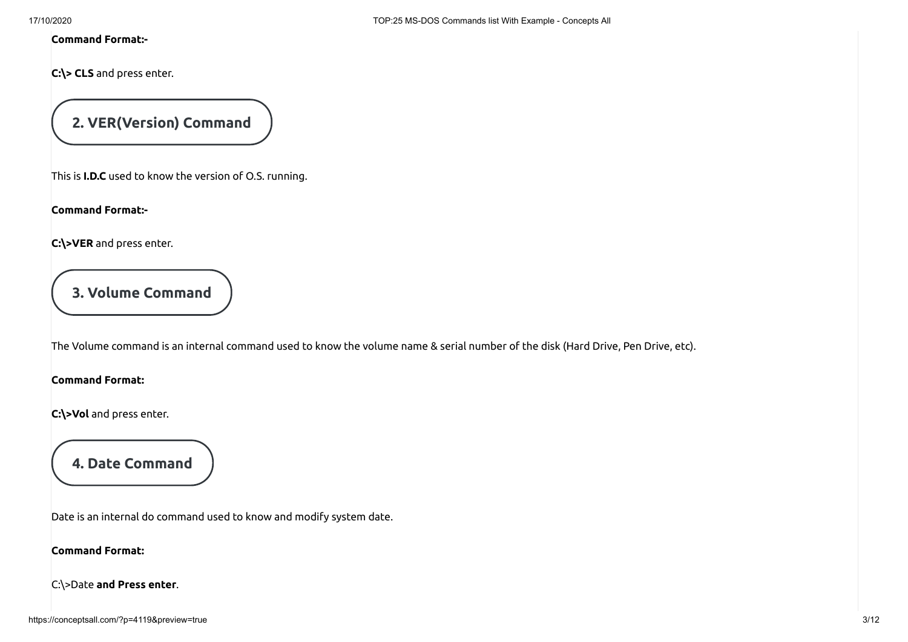**Command Format:-**

**C:\> CLS** and press enter.

## 2. VER(Version) Command

This is **I.D.C** used to know the version of O.S. running.

**Command Format:-**

**C:\>VER** and press enter.

## 3. Volume Command

The Volume command is an internal command used to know the volume name & serial number of the disk (Hard Drive, Pen Drive, etc).

**Command Format:**

**C:\>Vol** and press enter.

## 4. Date Command

Date is an internal do command used to know and modify system date.

**Command Format:**

C:\>Date **and Press enter**.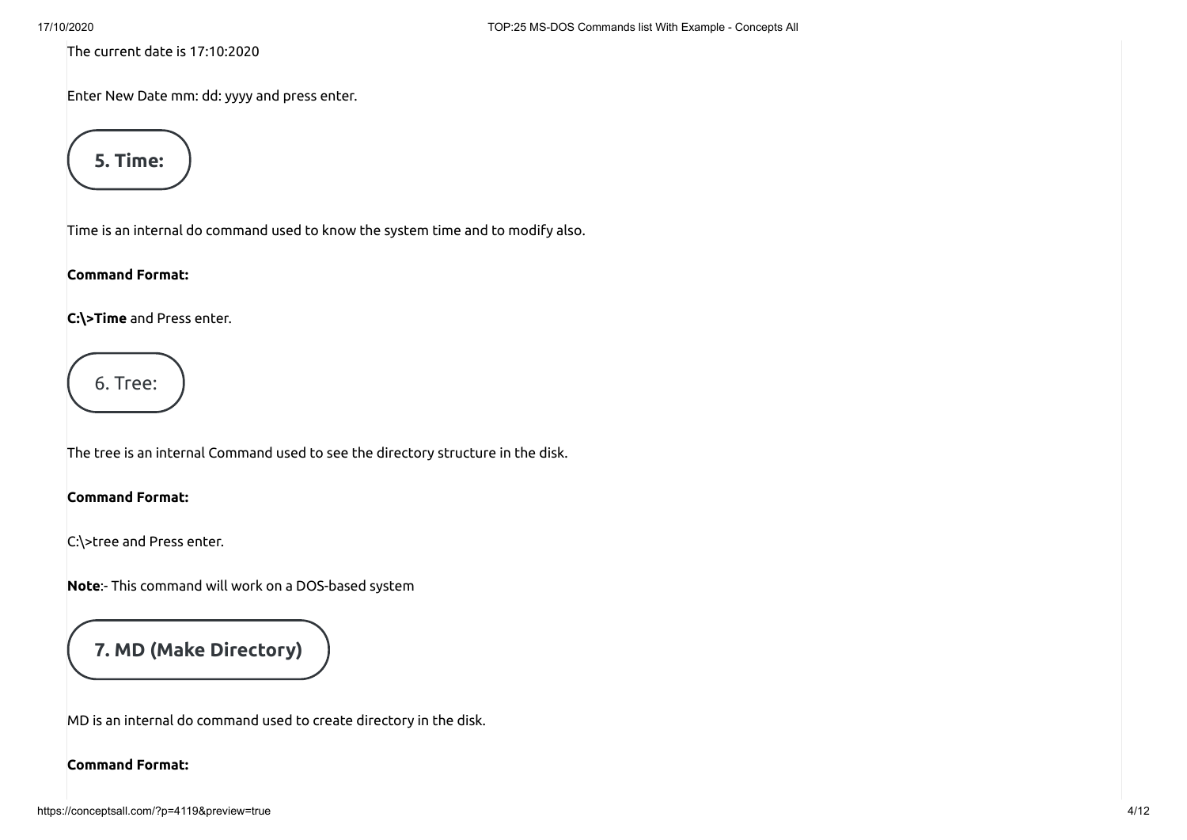The current date is 17:10:2020

Enter New Date mm: dd: yyyy and press enter.

## 5. Time:

Time is an internal do command used to know the system time and to modify also.

**Command Format:**

**C:\>Time** and Press enter.

## 6. Tree:

The tree is an internal Command used to see the directory structure in the disk.

**Command Format:**

C:\>tree and Press enter.

**Note**:- This command will work on a DOS-based system

## 7. MD (Make Directory)

MD is an internal do command used to create directory in the disk.

**Command Format:**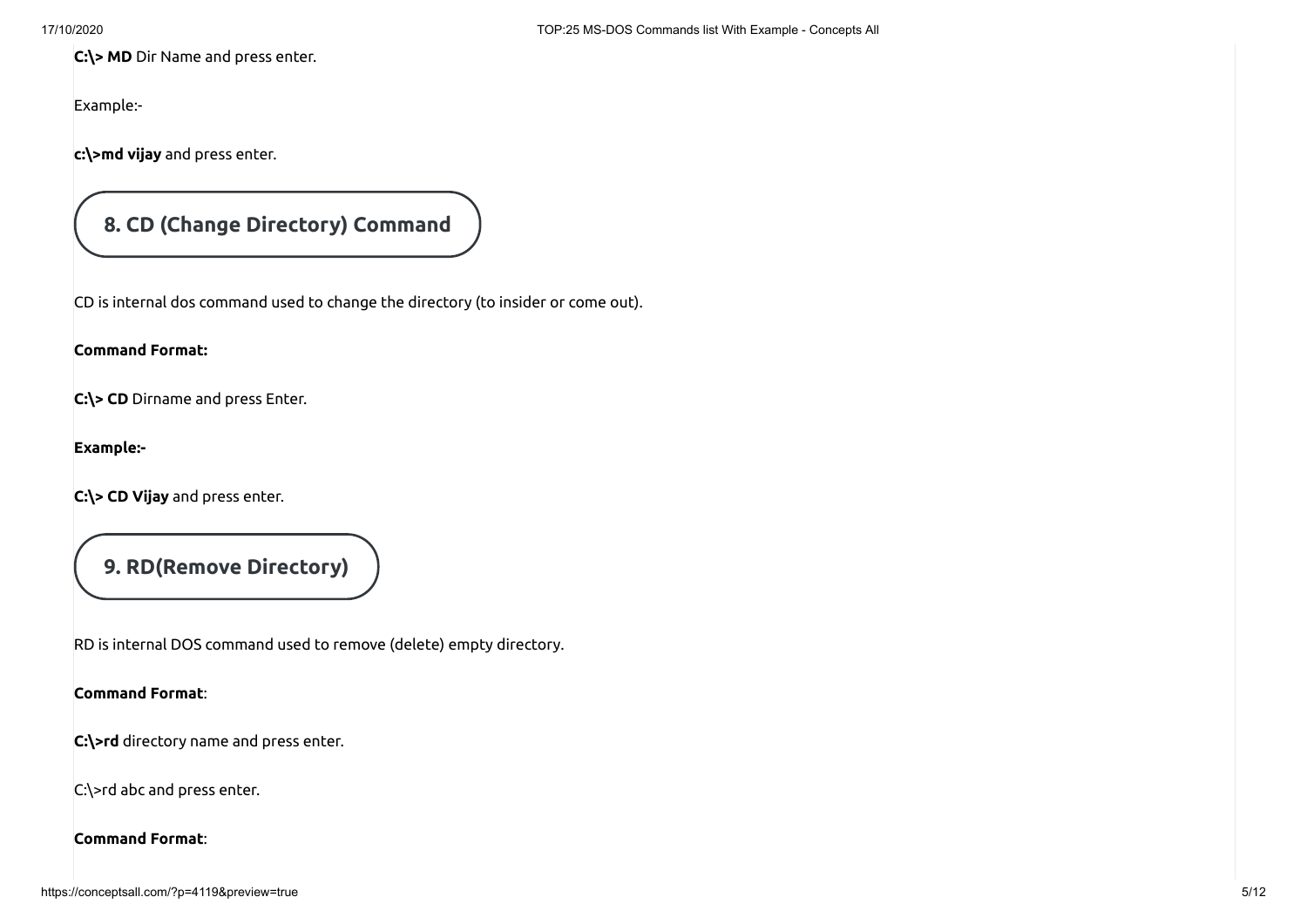**C:\> MD** Dir Name and press enter.

Example:-

**c:\>md vijay** and press enter.

## 8. CD (Change Directory) Command

CD is internal dos command used to change the directory (to insider or come out).

**Command Format:**

**C:\> CD** Dirname and press Enter.

**Example:-**

**C:\> CD Vijay** and press enter.

## 9. RD(Remove Directory)

RD is internal DOS command used to remove (delete) empty directory.

**Command Format**:

**C:\>rd** directory name and press enter.

C:\>rd abc and press enter.

**Command Format**: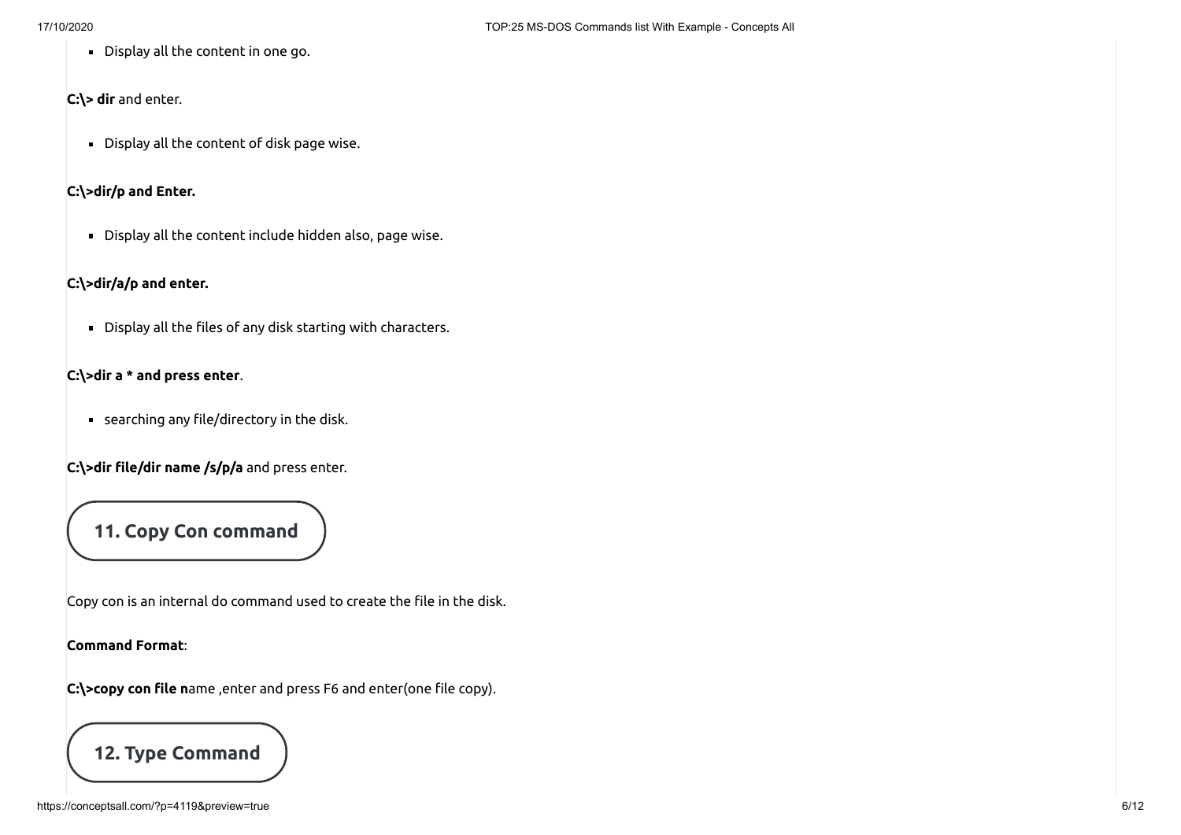- Display all the content in one go.

**C:\> dir** and enter.

- Display all the content of disk page wise.

**C:\>dir/p and Enter.**

- Display all the content include hidden also, page wise.

**C:\>dir/a/p and enter.**

- Display all the files of any disk starting with characters.

**C:\>dir a * and press enter**.

- searching any file/directory in the disk.

**C:\>dir file/dir name /s/p/a** and press enter.

## 11. Copy Con command

Copy con is an internal do command used to create the file in the disk.

**Command Format**:

**C:\>copy con file n**ame ,enter and press F6 and enter(one file copy).

## 12. Type Command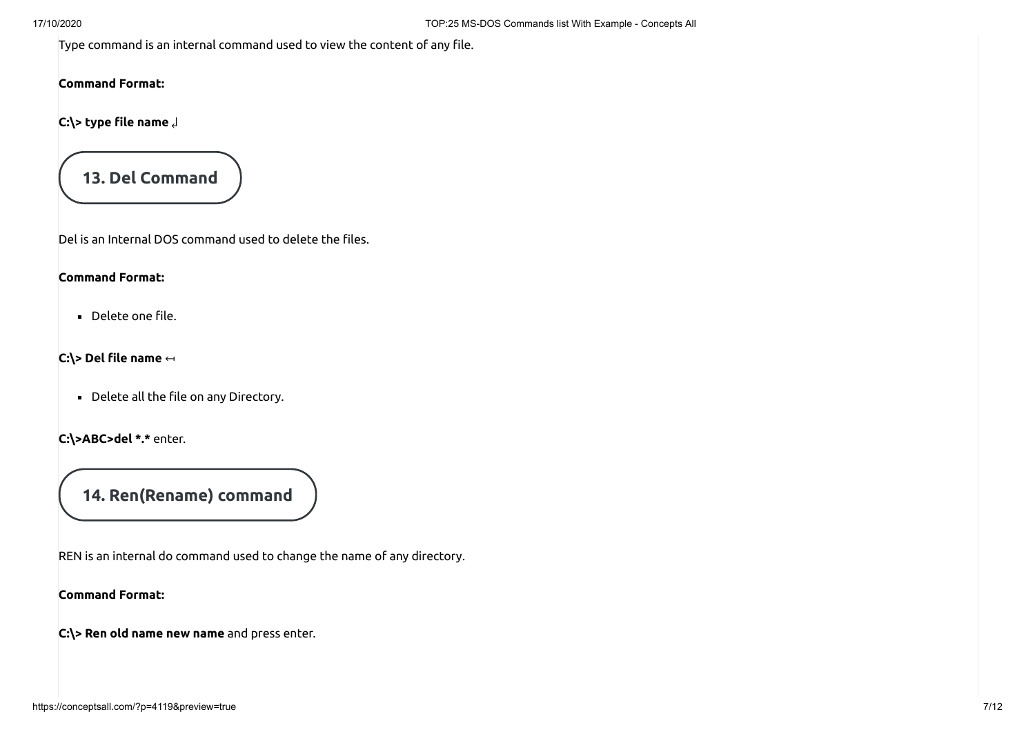Type command is an internal command used to view the content of any file.

**Command Format:**

**C:\> type file name** ↲

## 13. Del Command

Del is an Internal DOS command used to delete the files.

**Command Format:**

- Delete one file.

**C:\> Del file name** ↤

- Delete all the file on any Directory.

**C:\>ABC>del *.*** enter.

## 14. Ren(Rename) command

REN is an internal do command used to change the name of any directory.

**Command Format:**

**C:\> Ren old name new name** and press enter.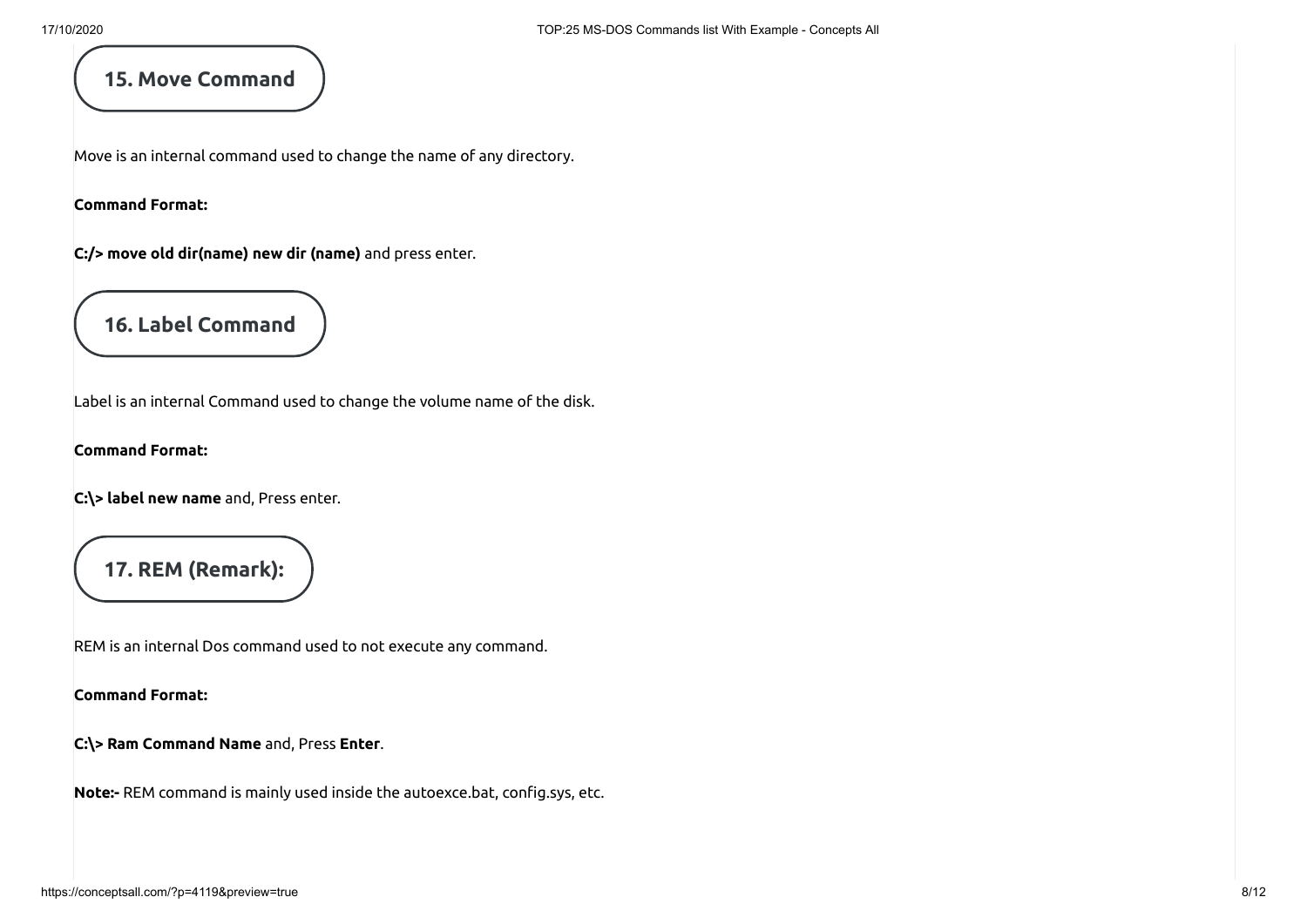## 15. Move Command

Move is an internal command used to change the name of any directory.

**Command Format:**

**C:/> move old dir(name) new dir (name)** and press enter.

## 16. Label Command

Label is an internal Command used to change the volume name of the disk.

**Command Format:**

**C:\> label new name** and, Press enter.

## 17. REM (Remark):

REM is an internal Dos command used to not execute any command.

**Command Format:**

**C:\> Ram Command Name** and, Press **Enter**.

**Note:-** REM command is mainly used inside the autoexce.bat, config.sys, etc.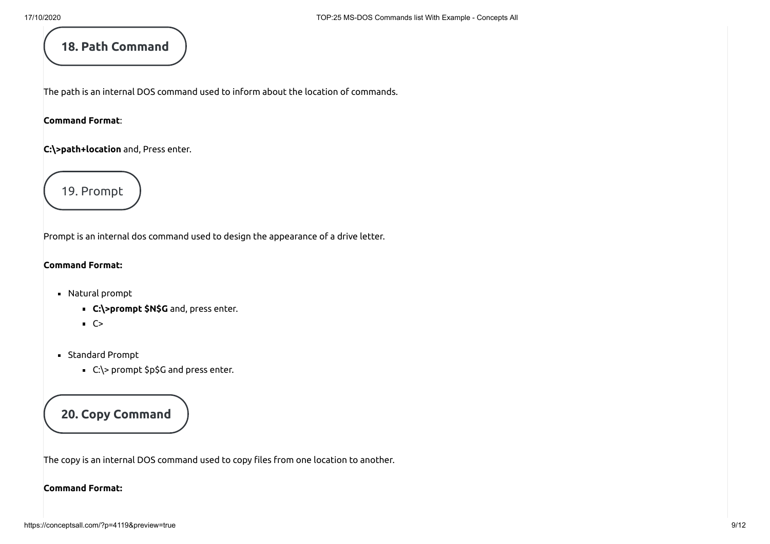## 18. Path Command

The path is an internal DOS command used to inform about the location of commands.

**Command Format**:

**C:\>path+location** and, Press enter.

## 19. Prompt

Prompt is an internal dos command used to design the appearance of a drive letter.

**Command Format:**

- Natural prompt
  - **C:\>prompt $N$G** and, press enter.
  - C>
- Standard Prompt
  - C:\> prompt $p$G and press enter.

## 20. Copy Command

The copy is an internal DOS command used to copy files from one location to another.

**Command Format:**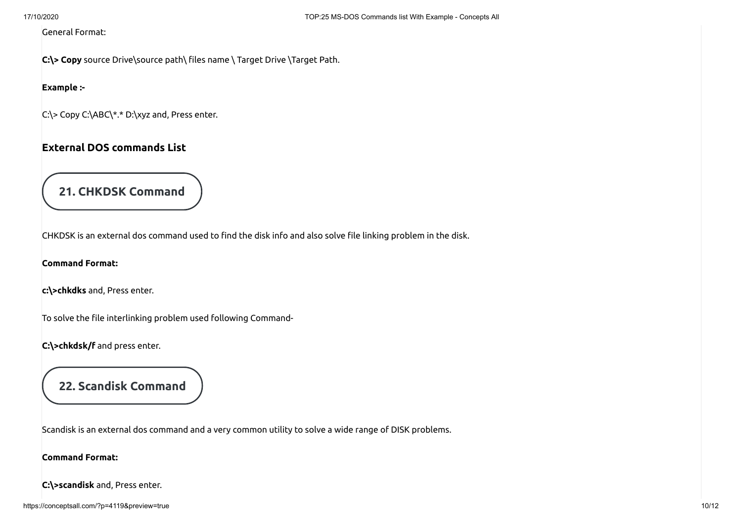General Format:

**C:\> Copy** source Drive\source path\ files name \ Target Drive \Target Path.

**Example :-**

C:\> Copy C:\ABC\*.* D:\xyz and, Press enter.

## External DOS commands List

### 21. CHKDSK Command

CHKDSK is an external dos command used to find the disk info and also solve file linking problem in the disk.

**Command Format:**

**c:\>chkdks** and, Press enter.

To solve the file interlinking problem used following Command-

**C:\>chkdsk/f** and press enter.

### 22. Scandisk Command

Scandisk is an external dos command and a very common utility to solve a wide range of DISK problems.

**Command Format:**

**C:\>scandisk** and, Press enter.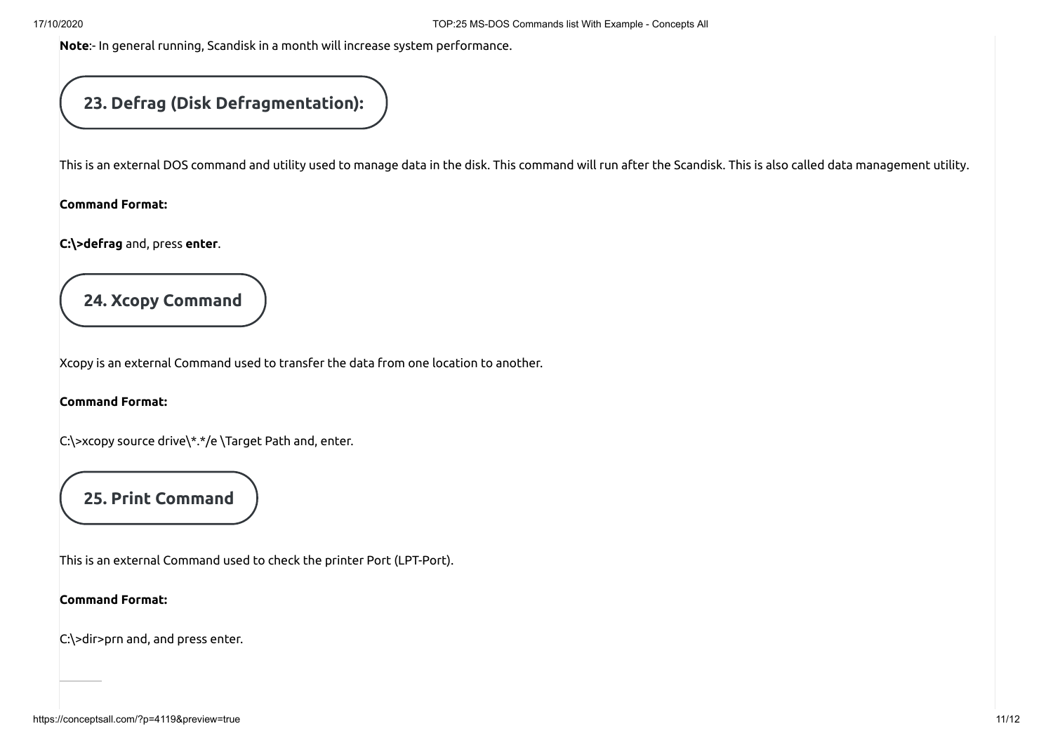**Note**:- In general running, Scandisk in a month will increase system performance.

## 23. Defrag (Disk Defragmentation):

This is an external DOS command and utility used to manage data in the disk. This command will run after the Scandisk. This is also called data management utility.

**Command Format:**

**C:\>defrag** and, press **enter**.

## 24. Xcopy Command

Xcopy is an external Command used to transfer the data from one location to another.

**Command Format:**

C:\>xcopy source drive\*.*/e \Target Path and, enter.

## 25. Print Command

This is an external Command used to check the printer Port (LPT-Port).

**Command Format:**

C:\>dir>prn and, and press enter.